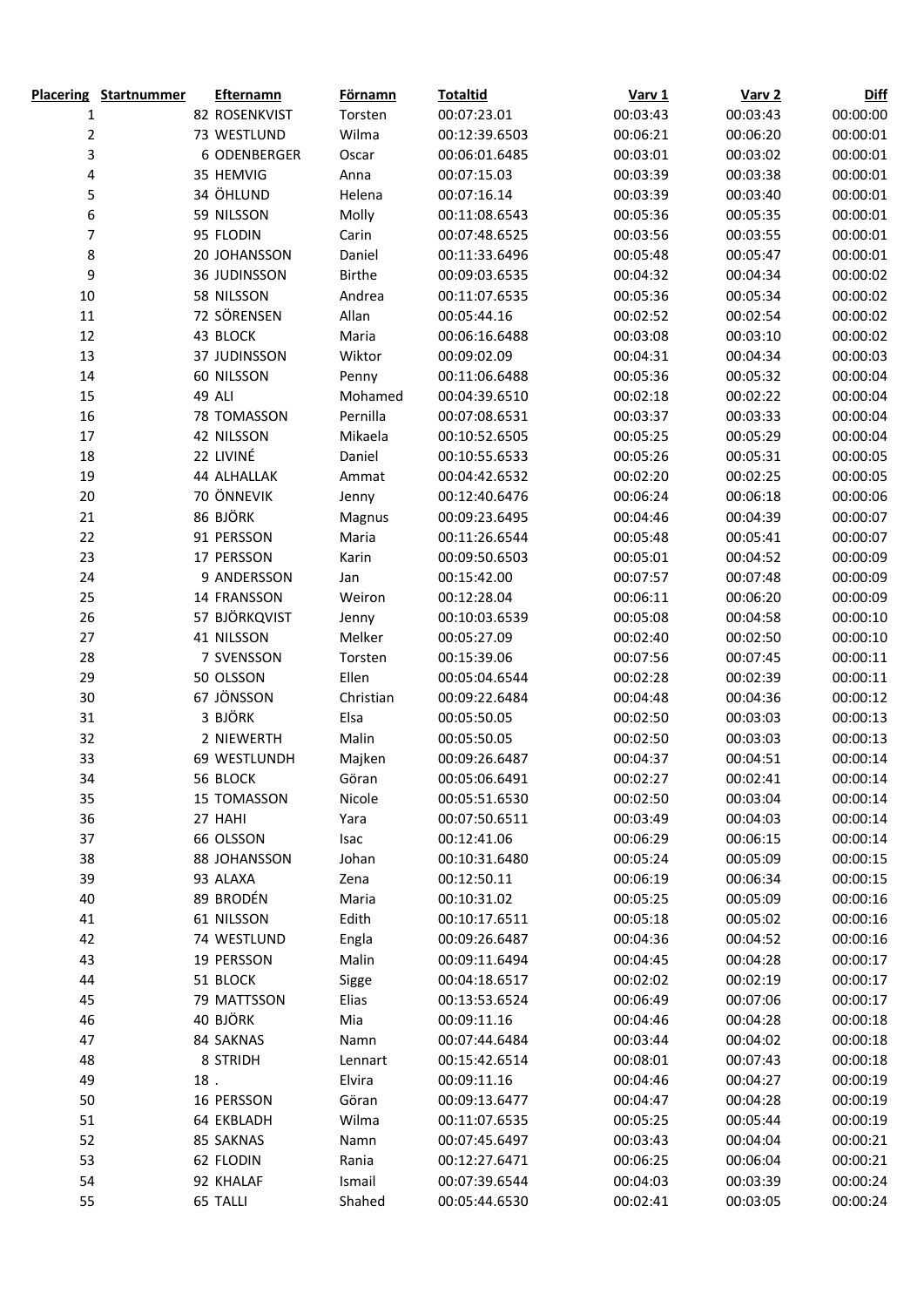| Placering | Startnummer | Efternamn | Förnamn | Totaltid | Varv 1 | Varv 2 | Diff |
|---|---|---|---|---|---|---|---|
| 1 | 82 | ROSENKVIST | Torsten | 00:07:23.01 | 00:03:43 | 00:03:43 | 00:00:00 |
| 2 | 73 | WESTLUND | Wilma | 00:12:39.6503 | 00:06:21 | 00:06:20 | 00:00:01 |
| 3 | 6 | ODENBERGER | Oscar | 00:06:01.6485 | 00:03:01 | 00:03:02 | 00:00:01 |
| 4 | 35 | HEMVIG | Anna | 00:07:15.03 | 00:03:39 | 00:03:38 | 00:00:01 |
| 5 | 34 | ÖHLUND | Helena | 00:07:16.14 | 00:03:39 | 00:03:40 | 00:00:01 |
| 6 | 59 | NILSSON | Molly | 00:11:08.6543 | 00:05:36 | 00:05:35 | 00:00:01 |
| 7 | 95 | FLODIN | Carin | 00:07:48.6525 | 00:03:56 | 00:03:55 | 00:00:01 |
| 8 | 20 | JOHANSSON | Daniel | 00:11:33.6496 | 00:05:48 | 00:05:47 | 00:00:01 |
| 9 | 36 | JUDINSSON | Birthe | 00:09:03.6535 | 00:04:32 | 00:04:34 | 00:00:02 |
| 10 | 58 | NILSSON | Andrea | 00:11:07.6535 | 00:05:36 | 00:05:34 | 00:00:02 |
| 11 | 72 | SÖRENSEN | Allan | 00:05:44.16 | 00:02:52 | 00:02:54 | 00:00:02 |
| 12 | 43 | BLOCK | Maria | 00:06:16.6488 | 00:03:08 | 00:03:10 | 00:00:02 |
| 13 | 37 | JUDINSSON | Wiktor | 00:09:02.09 | 00:04:31 | 00:04:34 | 00:00:03 |
| 14 | 60 | NILSSON | Penny | 00:11:06.6488 | 00:05:36 | 00:05:32 | 00:00:04 |
| 15 | 49 | ALI | Mohamed | 00:04:39.6510 | 00:02:18 | 00:02:22 | 00:00:04 |
| 16 | 78 | TOMASSON | Pernilla | 00:07:08.6531 | 00:03:37 | 00:03:33 | 00:00:04 |
| 17 | 42 | NILSSON | Mikaela | 00:10:52.6505 | 00:05:25 | 00:05:29 | 00:00:04 |
| 18 | 22 | LIVINÉ | Daniel | 00:10:55.6533 | 00:05:26 | 00:05:31 | 00:00:05 |
| 19 | 44 | ALHALLAK | Ammat | 00:04:42.6532 | 00:02:20 | 00:02:25 | 00:00:05 |
| 20 | 70 | ÖNNEVIK | Jenny | 00:12:40.6476 | 00:06:24 | 00:06:18 | 00:00:06 |
| 21 | 86 | BJÖRK | Magnus | 00:09:23.6495 | 00:04:46 | 00:04:39 | 00:00:07 |
| 22 | 91 | PERSSON | Maria | 00:11:26.6544 | 00:05:48 | 00:05:41 | 00:00:07 |
| 23 | 17 | PERSSON | Karin | 00:09:50.6503 | 00:05:01 | 00:04:52 | 00:00:09 |
| 24 | 9 | ANDERSSON | Jan | 00:15:42.00 | 00:07:57 | 00:07:48 | 00:00:09 |
| 25 | 14 | FRANSSON | Weiron | 00:12:28.04 | 00:06:11 | 00:06:20 | 00:00:09 |
| 26 | 57 | BJÖRKQVIST | Jenny | 00:10:03.6539 | 00:05:08 | 00:04:58 | 00:00:10 |
| 27 | 41 | NILSSON | Melker | 00:05:27.09 | 00:02:40 | 00:02:50 | 00:00:10 |
| 28 | 7 | SVENSSON | Torsten | 00:15:39.06 | 00:07:56 | 00:07:45 | 00:00:11 |
| 29 | 50 | OLSSON | Ellen | 00:05:04.6544 | 00:02:28 | 00:02:39 | 00:00:11 |
| 30 | 67 | JÖNSSON | Christian | 00:09:22.6484 | 00:04:48 | 00:04:36 | 00:00:12 |
| 31 | 3 | BJÖRK | Elsa | 00:05:50.05 | 00:02:50 | 00:03:03 | 00:00:13 |
| 32 | 2 | NIEWERTH | Malin | 00:05:50.05 | 00:02:50 | 00:03:03 | 00:00:13 |
| 33 | 69 | WESTLUNDH | Majken | 00:09:26.6487 | 00:04:37 | 00:04:51 | 00:00:14 |
| 34 | 56 | BLOCK | Göran | 00:05:06.6491 | 00:02:27 | 00:02:41 | 00:00:14 |
| 35 | 15 | TOMASSON | Nicole | 00:05:51.6530 | 00:02:50 | 00:03:04 | 00:00:14 |
| 36 | 27 | HAHI | Yara | 00:07:50.6511 | 00:03:49 | 00:04:03 | 00:00:14 |
| 37 | 66 | OLSSON | Isac | 00:12:41.06 | 00:06:29 | 00:06:15 | 00:00:14 |
| 38 | 88 | JOHANSSON | Johan | 00:10:31.6480 | 00:05:24 | 00:05:09 | 00:00:15 |
| 39 | 93 | ALAXA | Zena | 00:12:50.11 | 00:06:19 | 00:06:34 | 00:00:15 |
| 40 | 89 | BRODÉN | Maria | 00:10:31.02 | 00:05:25 | 00:05:09 | 00:00:16 |
| 41 | 61 | NILSSON | Edith | 00:10:17.6511 | 00:05:18 | 00:05:02 | 00:00:16 |
| 42 | 74 | WESTLUND | Engla | 00:09:26.6487 | 00:04:36 | 00:04:52 | 00:00:16 |
| 43 | 19 | PERSSON | Malin | 00:09:11.6494 | 00:04:45 | 00:04:28 | 00:00:17 |
| 44 | 51 | BLOCK | Sigge | 00:04:18.6517 | 00:02:02 | 00:02:19 | 00:00:17 |
| 45 | 79 | MATTSSON | Elias | 00:13:53.6524 | 00:06:49 | 00:07:06 | 00:00:17 |
| 46 | 40 | BJÖRK | Mia | 00:09:11.16 | 00:04:46 | 00:04:28 | 00:00:18 |
| 47 | 84 | SAKNAS | Namn | 00:07:44.6484 | 00:03:44 | 00:04:02 | 00:00:18 |
| 48 | 8 | STRIDH | Lennart | 00:15:42.6514 | 00:08:01 | 00:07:43 | 00:00:18 |
| 49 | 18 | . | Elvira | 00:09:11.16 | 00:04:46 | 00:04:27 | 00:00:19 |
| 50 | 16 | PERSSON | Göran | 00:09:13.6477 | 00:04:47 | 00:04:28 | 00:00:19 |
| 51 | 64 | EKBLADH | Wilma | 00:11:07.6535 | 00:05:25 | 00:05:44 | 00:00:19 |
| 52 | 85 | SAKNAS | Namn | 00:07:45.6497 | 00:03:43 | 00:04:04 | 00:00:21 |
| 53 | 62 | FLODIN | Rania | 00:12:27.6471 | 00:06:25 | 00:06:04 | 00:00:21 |
| 54 | 92 | KHALAF | Ismail | 00:07:39.6544 | 00:04:03 | 00:03:39 | 00:00:24 |
| 55 | 65 | TALLI | Shahed | 00:05:44.6530 | 00:02:41 | 00:03:05 | 00:00:24 |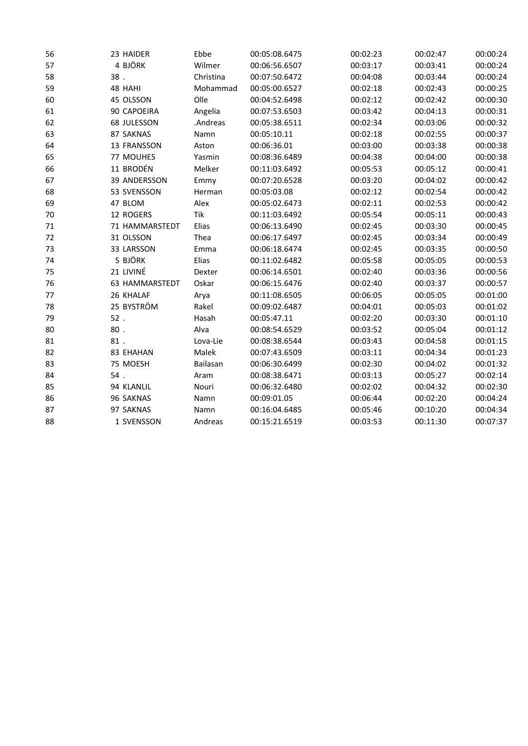| | | | | | | |
|---|---|---|---|---|---|---|
| 56 | 23 HAIDER | Ebbe | 00:05:08.6475 | 00:02:23 | 00:02:47 | 00:00:24 |
| 57 | 4 BJÖRK | Wilmer | 00:06:56.6507 | 00:03:17 | 00:03:41 | 00:00:24 |
| 58 | 38 . | Christina | 00:07:50.6472 | 00:04:08 | 00:03:44 | 00:00:24 |
| 59 | 48 HAHI | Mohammad | 00:05:00.6527 | 00:02:18 | 00:02:43 | 00:00:25 |
| 60 | 45 OLSSON | Olle | 00:04:52.6498 | 00:02:12 | 00:02:42 | 00:00:30 |
| 61 | 90 CAPOEIRA | Angelia | 00:07:53.6503 | 00:03:42 | 00:04:13 | 00:00:31 |
| 62 | 68 JULESSON | .Andreas | 00:05:38.6511 | 00:02:34 | 00:03:06 | 00:00:32 |
| 63 | 87 SAKNAS | Namn | 00:05:10.11 | 00:02:18 | 00:02:55 | 00:00:37 |
| 64 | 13 FRANSSON | Aston | 00:06:36.01 | 00:03:00 | 00:03:38 | 00:00:38 |
| 65 | 77 MOUHES | Yasmin | 00:08:36.6489 | 00:04:38 | 00:04:00 | 00:00:38 |
| 66 | 11 BRODÉN | Melker | 00:11:03.6492 | 00:05:53 | 00:05:12 | 00:00:41 |
| 67 | 39 ANDERSSON | Emmy | 00:07:20.6528 | 00:03:20 | 00:04:02 | 00:00:42 |
| 68 | 53 SVENSSON | Herman | 00:05:03.08 | 00:02:12 | 00:02:54 | 00:00:42 |
| 69 | 47 BLOM | Alex | 00:05:02.6473 | 00:02:11 | 00:02:53 | 00:00:42 |
| 70 | 12 ROGERS | Tik | 00:11:03.6492 | 00:05:54 | 00:05:11 | 00:00:43 |
| 71 | 71 HAMMARSTEDT | Elias | 00:06:13.6490 | 00:02:45 | 00:03:30 | 00:00:45 |
| 72 | 31 OLSSON | Thea | 00:06:17.6497 | 00:02:45 | 00:03:34 | 00:00:49 |
| 73 | 33 LARSSON | Emma | 00:06:18.6474 | 00:02:45 | 00:03:35 | 00:00:50 |
| 74 | 5 BJÖRK | Elias | 00:11:02.6482 | 00:05:58 | 00:05:05 | 00:00:53 |
| 75 | 21 LIVINÉ | Dexter | 00:06:14.6501 | 00:02:40 | 00:03:36 | 00:00:56 |
| 76 | 63 HAMMARSTEDT | Oskar | 00:06:15.6476 | 00:02:40 | 00:03:37 | 00:00:57 |
| 77 | 26 KHALAF | Arya | 00:11:08.6505 | 00:06:05 | 00:05:05 | 00:01:00 |
| 78 | 25 BYSTRÖM | Rakel | 00:09:02.6487 | 00:04:01 | 00:05:03 | 00:01:02 |
| 79 | 52 . | Hasah | 00:05:47.11 | 00:02:20 | 00:03:30 | 00:01:10 |
| 80 | 80 . | Alva | 00:08:54.6529 | 00:03:52 | 00:05:04 | 00:01:12 |
| 81 | 81 . | Lova-Lie | 00:08:38.6544 | 00:03:43 | 00:04:58 | 00:01:15 |
| 82 | 83 EHAHAN | Malek | 00:07:43.6509 | 00:03:11 | 00:04:34 | 00:01:23 |
| 83 | 75 MOESH | Bailasan | 00:06:30.6499 | 00:02:30 | 00:04:02 | 00:01:32 |
| 84 | 54 . | Aram | 00:08:38.6471 | 00:03:13 | 00:05:27 | 00:02:14 |
| 85 | 94 KLANLIL | Nouri | 00:06:32.6480 | 00:02:02 | 00:04:32 | 00:02:30 |
| 86 | 96 SAKNAS | Namn | 00:09:01.05 | 00:06:44 | 00:02:20 | 00:04:24 |
| 87 | 97 SAKNAS | Namn | 00:16:04.6485 | 00:05:46 | 00:10:20 | 00:04:34 |
| 88 | 1 SVENSSON | Andreas | 00:15:21.6519 | 00:03:53 | 00:11:30 | 00:07:37 |